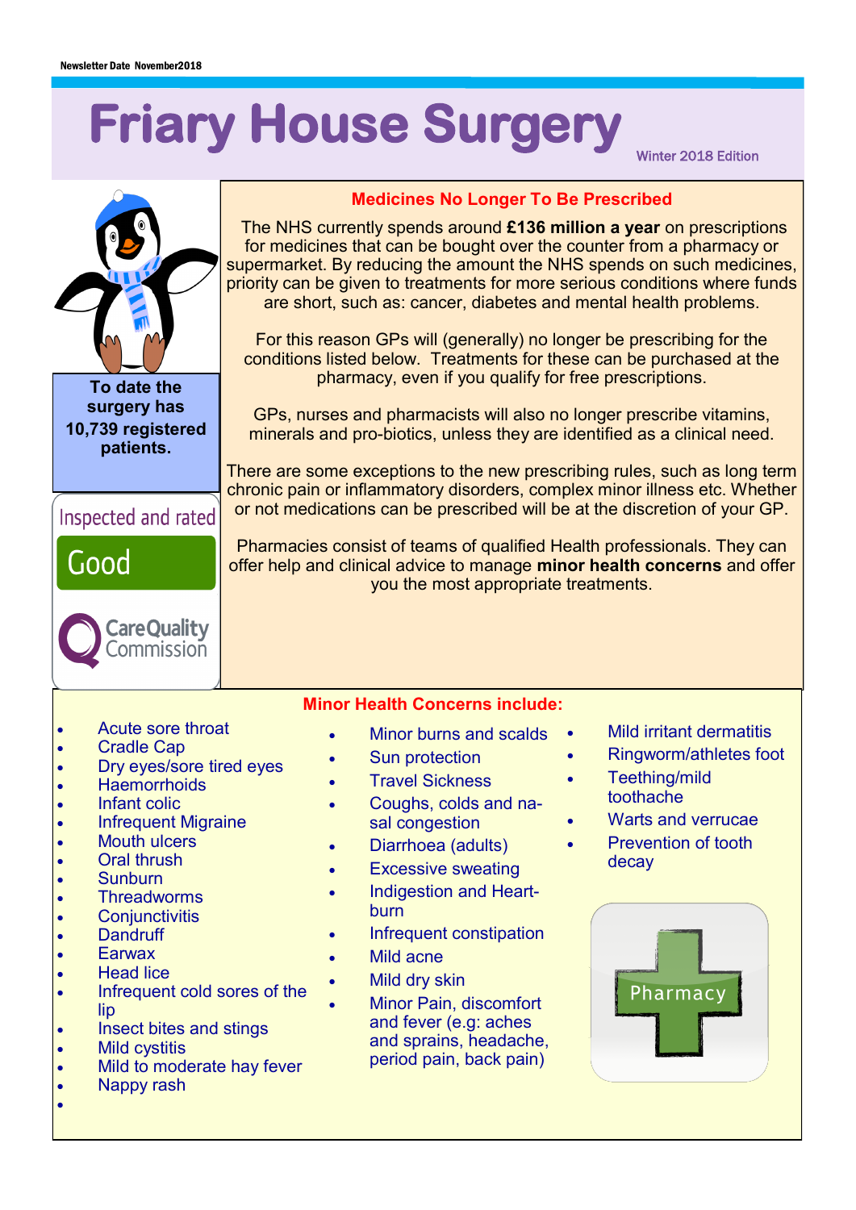Newsletter Date November2018

# Friary House Surgery

Winter 2018 Edition

**To date the surgery has 10,739 registered patients.**

Inspected and rated

Good

CareQuality Commission

## Medicines No Longer To Be Prescribed

The NHS currently spends around **£136 million a year** on prescriptions for medicines that can be bought over the counter from a pharmacy or supermarket. By reducing the amount the NHS spends on such medicines, priority can be given to treatments for more serious conditions where funds are short, such as: cancer, diabetes and mental health problems.

For this reason GPs will (generally) no longer be prescribing for the conditions listed below. Treatments for these can be purchased at the pharmacy, even if you qualify for free prescriptions.

GPs, nurses and pharmacists will also no longer prescribe vitamins, minerals and pro-biotics, unless they are identified as a clinical need.

There are some exceptions to the new prescribing rules, such as long term chronic pain or inflammatory disorders, complex minor illness etc. Whether or not medications can be prescribed will be at the discretion of your GP.

Pharmacies consist of teams of qualified Health professionals. They can offer help and clinical advice to manage **minor health concerns** and offer you the most appropriate treatments.

## Minor Health Concerns include:

- Acute sore throat
- Cradle Cap
- Dry eyes/sore tired eyes
- Haemorrhoids
- Infant colic
- Infrequent Migraine
- Mouth ulcers
- Oral thrush
- Sunburn
- Threadworms
- Conjunctivitis
- Dandruff
- Earwax
- Head lice
- Infrequent cold sores of the lip
- Insect bites and stings
- Mild cystitis
- Mild to moderate hay fever
- Nappy rash
- Minor burns and scalds
- Sun protection
- Travel Sickness
- Coughs, colds and nasal congestion
- Diarrhoea (adults)
- Excessive sweating
- Indigestion and Heartburn
- Infrequent constipation
- Mild acne
- Mild dry skin
- Minor Pain, discomfort and fever (e.g: aches and sprains, headache, period pain, back pain)
- Mild irritant dermatitis
- Ringworm/athletes foot
- Teething/mild toothache
- Warts and verrucae
- Prevention of tooth decay

Pharmacy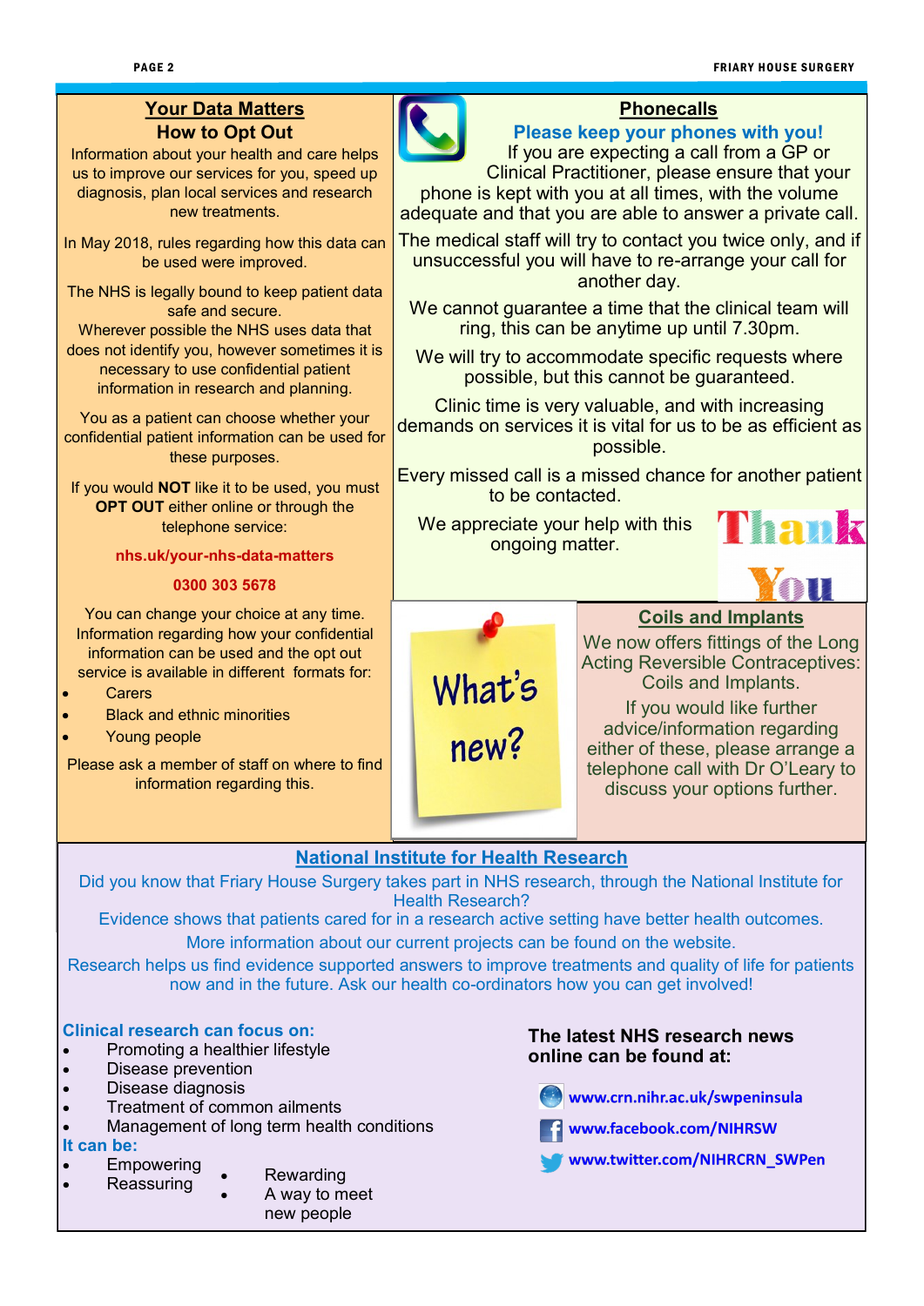## Your Data Matters

### How to Opt Out

Information about your health and care helps us to improve our services for you, speed up diagnosis, plan local services and research new treatments.

In May 2018, rules regarding how this data can be used were improved.

The NHS is legally bound to keep patient data safe and secure.
Wherever possible the NHS uses data that does not identify you, however sometimes it is necessary to use confidential patient information in research and planning.

You as a patient can choose whether your confidential patient information can be used for these purposes.

If you would **NOT** like it to be used, you must **OPT OUT** either online or through the telephone service:

**nhs.uk/your-nhs-data-matters**

**0300 303 5678**

You can change your choice at any time. Information regarding how your confidential information can be used and the opt out service is available in different formats for:

- Carers
- Black and ethnic minorities
- Young people

Please ask a member of staff on where to find information regarding this.

## Phonecalls

**Please keep your phones with you!**

If you are expecting a call from a GP or Clinical Practitioner, please ensure that your phone is kept with you at all times, with the volume adequate and that you are able to answer a private call.

The medical staff will try to contact you twice only, and if unsuccessful you will have to re-arrange your call for another day.

We cannot guarantee a time that the clinical team will ring, this can be anytime up until 7.30pm.

We will try to accommodate specific requests where possible, but this cannot be guaranteed.

Clinic time is very valuable, and with increasing demands on services it is vital for us to be as efficient as possible.

Every missed call is a missed chance for another patient to be contacted.

We appreciate your help with this ongoing matter.

Thank You

What's new?

## Coils and Implants

We now offers fittings of the Long Acting Reversible Contraceptives: Coils and Implants.

If you would like further advice/information regarding either of these, please arrange a telephone call with Dr O'Leary to discuss your options further.

## National Institute for Health Research

Did you know that Friary House Surgery takes part in NHS research, through the National Institute for Health Research?

Evidence shows that patients cared for in a research active setting have better health outcomes.

More information about our current projects can be found on the website.

Research helps us find evidence supported answers to improve treatments and quality of life for patients now and in the future. Ask our health co-ordinators how you can get involved!

**Clinical research can focus on:**

- Promoting a healthier lifestyle
- Disease prevention
- Disease diagnosis
- Treatment of common ailments
- Management of long term health conditions

**It can be:**

- Empowering
- Reassuring
- Rewarding
- A way to meet new people

**The latest NHS research news online can be found at:**

- www.crn.nihr.ac.uk/swpeninsula
- www.facebook.com/NIHRSW
- www.twitter.com/NIHRCRN_SWPen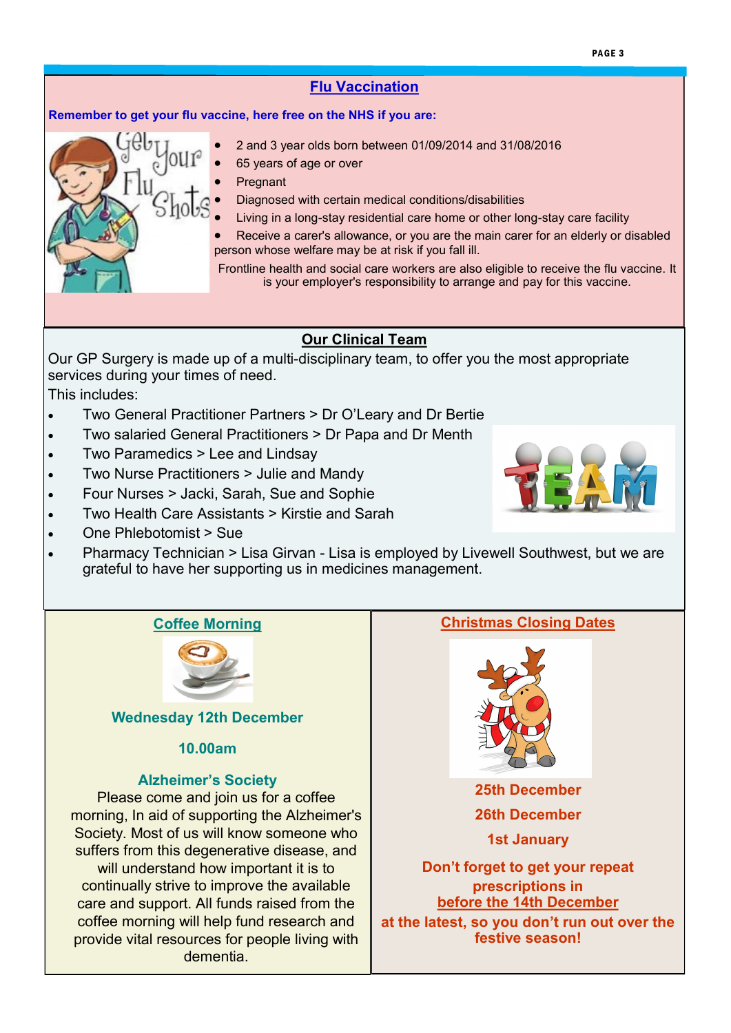## Flu Vaccination

**Remember to get your flu vaccine, here free on the NHS if you are:**

- 2 and 3 year olds born between 01/09/2014 and 31/08/2016
- 65 years of age or over
- Pregnant
- Diagnosed with certain medical conditions/disabilities
- Living in a long-stay residential care home or other long-stay care facility
- Receive a carer's allowance, or you are the main carer for an elderly or disabled person whose welfare may be at risk if you fall ill.

Frontline health and social care workers are also eligible to receive the flu vaccine. It is your employer's responsibility to arrange and pay for this vaccine.

## Our Clinical Team

Our GP Surgery is made up of a multi-disciplinary team, to offer you the most appropriate services during your times of need.

This includes:

- Two General Practitioner Partners > Dr O'Leary and Dr Bertie
- Two salaried General Practitioners > Dr Papa and Dr Menth
- Two Paramedics > Lee and Lindsay
- Two Nurse Practitioners > Julie and Mandy
- Four Nurses > Jacki, Sarah, Sue and Sophie
- Two Health Care Assistants > Kirstie and Sarah
- One Phlebotomist > Sue
- Pharmacy Technician > Lisa Girvan - Lisa is employed by Livewell Southwest, but we are grateful to have her supporting us in medicines management.

## Coffee Morning

**Wednesday 12th December**

**10.00am**

**Alzheimer's Society**

Please come and join us for a coffee morning, In aid of supporting the Alzheimer's Society. Most of us will know someone who suffers from this degenerative disease, and will understand how important it is to continually strive to improve the available care and support. All funds raised from the coffee morning will help fund research and provide vital resources for people living with dementia.

## Christmas Closing Dates

**25th December**

**26th December**

**1st January**

**Don't forget to get your repeat prescriptions in before the 14th December at the latest, so you don't run out over the festive season!**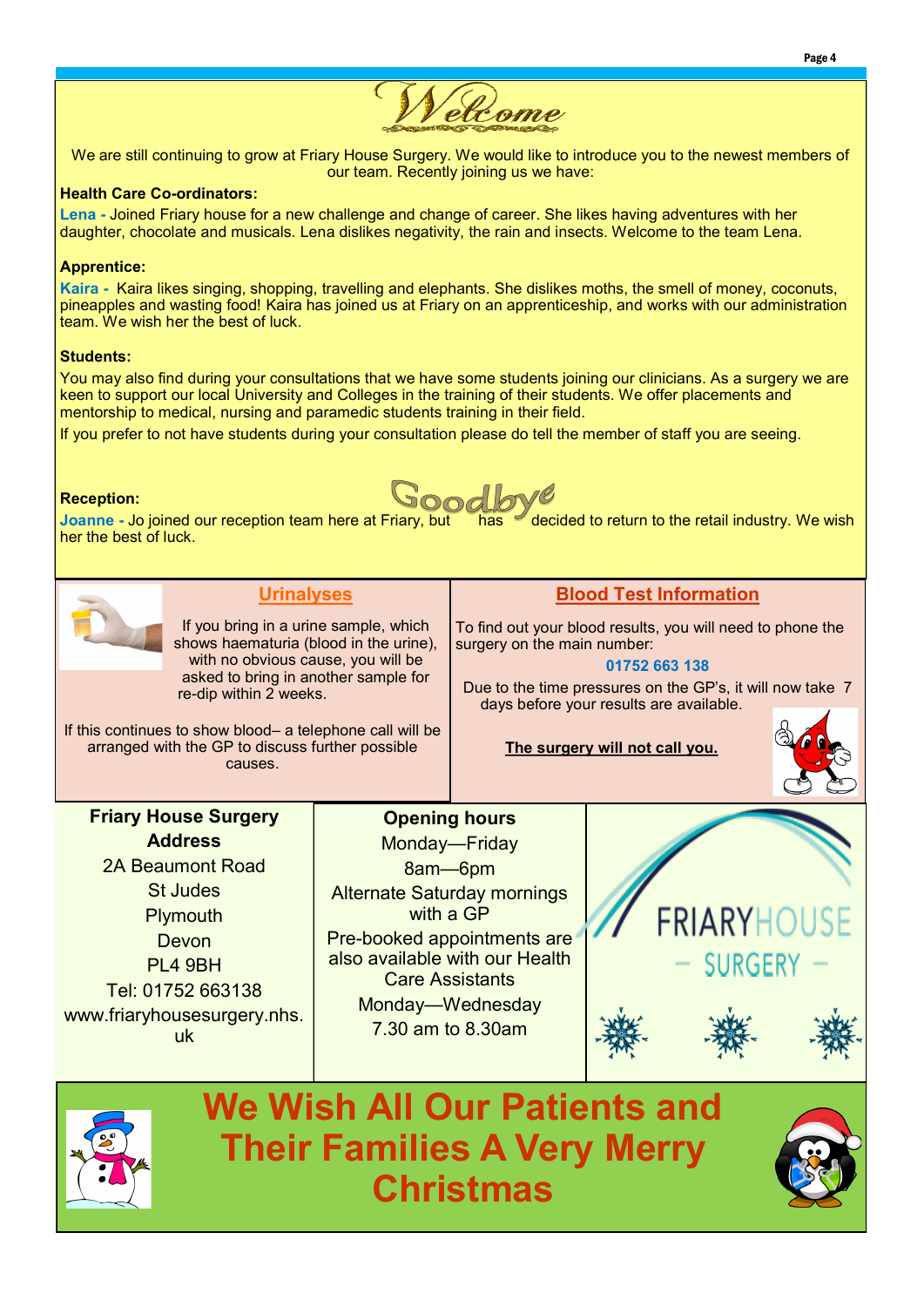# Welcome

We are still continuing to grow at Friary House Surgery. We would like to introduce you to the newest members of our team. Recently joining us we have:

**Health Care Co-ordinators:**

**Lena -** Joined Friary house for a new challenge and change of career. She likes having adventures with her daughter, chocolate and musicals. Lena dislikes negativity, the rain and insects. Welcome to the team Lena.

**Apprentice:**

**Kaira -** Kaira likes singing, shopping, travelling and elephants. She dislikes moths, the smell of money, coconuts, pineapples and wasting food! Kaira has joined us at Friary on an apprenticeship, and works with our administration team. We wish her the best of luck.

**Students:**

You may also find during your consultations that we have some students joining our clinicians. As a surgery we are keen to support our local University and Colleges in the training of their students. We offer placements and mentorship to medical, nursing and paramedic students training in their field.

If you prefer to not have students during your consultation please do tell the member of staff you are seeing.

# Goodbye

**Reception:**

**Joanne -** Jo joined our reception team here at Friary, but has decided to return to the retail industry. We wish her the best of luck.

## Urinalyses

If you bring in a urine sample, which shows haematuria (blood in the urine), with no obvious cause, you will be asked to bring in another sample for re-dip within 2 weeks.

If this continues to show blood– a telephone call will be arranged with the GP to discuss further possible causes.

## Blood Test Information

To find out your blood results, you will need to phone the surgery on the main number:

**01752 663 138**

Due to the time pressures on the GP's, it will now take 7 days before your results are available.

**The surgery will not call you.**

**Friary House Surgery Address**

2A Beaumont Road
St Judes
Plymouth
Devon
PL4 9BH
Tel: 01752 663138
www.friaryhousesurgery.nhs.uk

**Opening hours**

Monday—Friday
8am—6pm
Alternate Saturday mornings with a GP
Pre-booked appointments are also available with our Health Care Assistants
Monday—Wednesday
7.30 am to 8.30am

FRIARY HOUSE — SURGERY —

# We Wish All Our Patients and Their Families A Very Merry Christmas